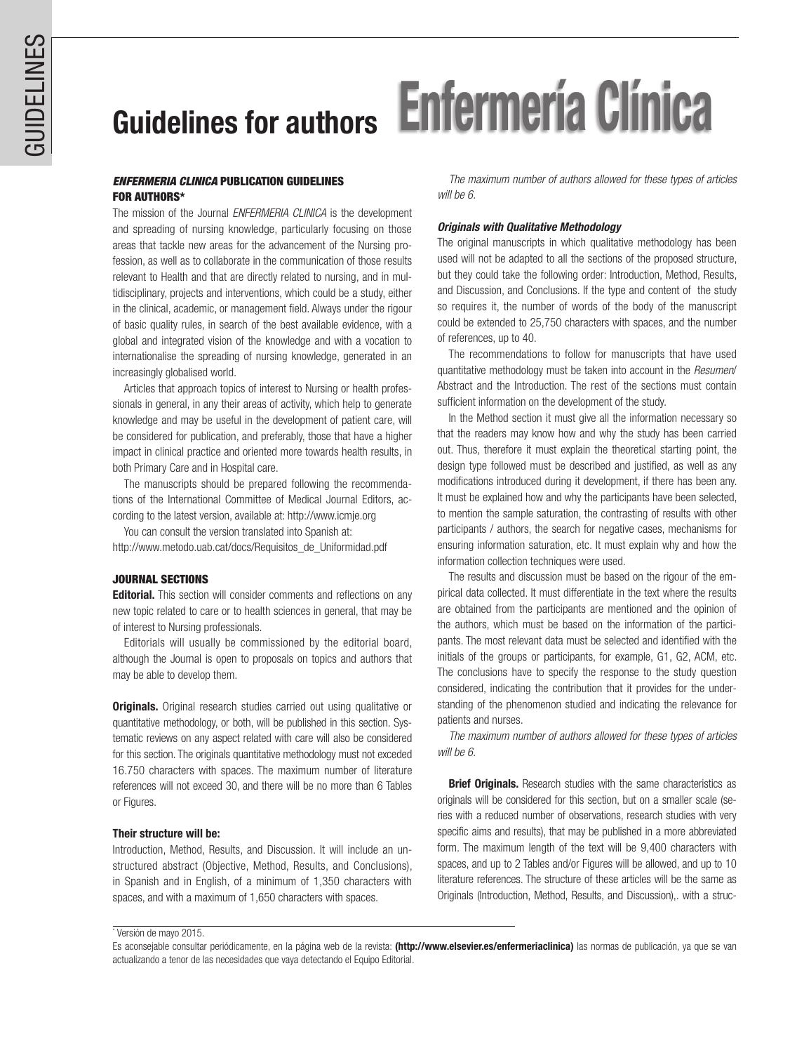# Guidelines for authors Enfermería Clínica

## *ENFERMERIA CLINICA* PUBLICATION GUIDELINES FOR AUTHORS*

The mission of the Journal *ENFERMERIA CLINICA* is the development and spreading of nursing knowledge, particularly focusing on those areas that tackle new areas for the advancement of the Nursing profession, as well as to collaborate in the communication of those results relevant to Health and that are directly related to nursing, and in multidisciplinary, projects and interventions, which could be a study, either in the clinical, academic, or management field. Always under the rigour of basic quality rules, in search of the best available evidence, with a global and integrated vision of the knowledge and with a vocation to internationalise the spreading of nursing knowledge, generated in an increasingly globalised world.

Articles that approach topics of interest to Nursing or health professionals in general, in any their areas of activity, which help to generate knowledge and may be useful in the development of patient care, will be considered for publication, and preferably, those that have a higher impact in clinical practice and oriented more towards health results, in both Primary Care and in Hospital care.

The manuscripts should be prepared following the recommendations of the International Committee of Medical Journal Editors, according to the latest version, available at: http://www.icmje.org

You can consult the version translated into Spanish at:
http://www.metodo.uab.cat/docs/Requisitos_de_Uniformidad.pdf

## JOURNAL SECTIONS

**Editorial.** This section will consider comments and reflections on any new topic related to care or to health sciences in general, that may be of interest to Nursing professionals.

Editorials will usually be commissioned by the editorial board, although the Journal is open to proposals on topics and authors that may be able to develop them.

**Originals.** Original research studies carried out using qualitative or quantitative methodology, or both, will be published in this section. Systematic reviews on any aspect related with care will also be considered for this section. The originals quantitative methodology must not exceded 16.750 characters with spaces. The maximum number of literature references will not exceed 30, and there will be no more than 6 Tables or Figures.

### Their structure will be:

Introduction, Method, Results, and Discussion. It will include an unstructured abstract (Objective, Method, Results, and Conclusions), in Spanish and in English, of a minimum of 1,350 characters with spaces, and with a maximum of 1,650 characters with spaces.

*The maximum number of authors allowed for these types of articles will be 6.*

### *Originals with Qualitative Methodology*

The original manuscripts in which qualitative methodology has been used will not be adapted to all the sections of the proposed structure, but they could take the following order: Introduction, Method, Results, and Discussion, and Conclusions. If the type and content of the study so requires it, the number of words of the body of the manuscript could be extended to 25,750 characters with spaces, and the number of references, up to 40.

The recommendations to follow for manuscripts that have used quantitative methodology must be taken into account in the *Resumen*/Abstract and the Introduction. The rest of the sections must contain sufficient information on the development of the study.

In the Method section it must give all the information necessary so that the readers may know how and why the study has been carried out. Thus, therefore it must explain the theoretical starting point, the design type followed must be described and justified, as well as any modifications introduced during it development, if there has been any. It must be explained how and why the participants have been selected, to mention the sample saturation, the contrasting of results with other participants / authors, the search for negative cases, mechanisms for ensuring information saturation, etc. It must explain why and how the information collection techniques were used.

The results and discussion must be based on the rigour of the empirical data collected. It must differentiate in the text where the results are obtained from the participants are mentioned and the opinion of the authors, which must be based on the information of the participants. The most relevant data must be selected and identified with the initials of the groups or participants, for example, G1, G2, ACM, etc. The conclusions have to specify the response to the study question considered, indicating the contribution that it provides for the understanding of the phenomenon studied and indicating the relevance for patients and nurses.

*The maximum number of authors allowed for these types of articles will be 6.*

**Brief Originals.** Research studies with the same characteristics as originals will be considered for this section, but on a smaller scale (series with a reduced number of observations, research studies with very specific aims and results), that may be published in a more abbreviated form. The maximum length of the text will be 9,400 characters with spaces, and up to 2 Tables and/or Figures will be allowed, and up to 10 literature references. The structure of these articles will be the same as Originals (Introduction, Method, Results, and Discussion),. with a struc-

---

*Versión de mayo 2015.

Es aconsejable consultar periódicamente, en la página web de la revista: **(http://www.elsevier.es/enfermeriaclinica)** las normas de publicación, ya que se van actualizando a tenor de las necesidades que vaya detectando el Equipo Editorial.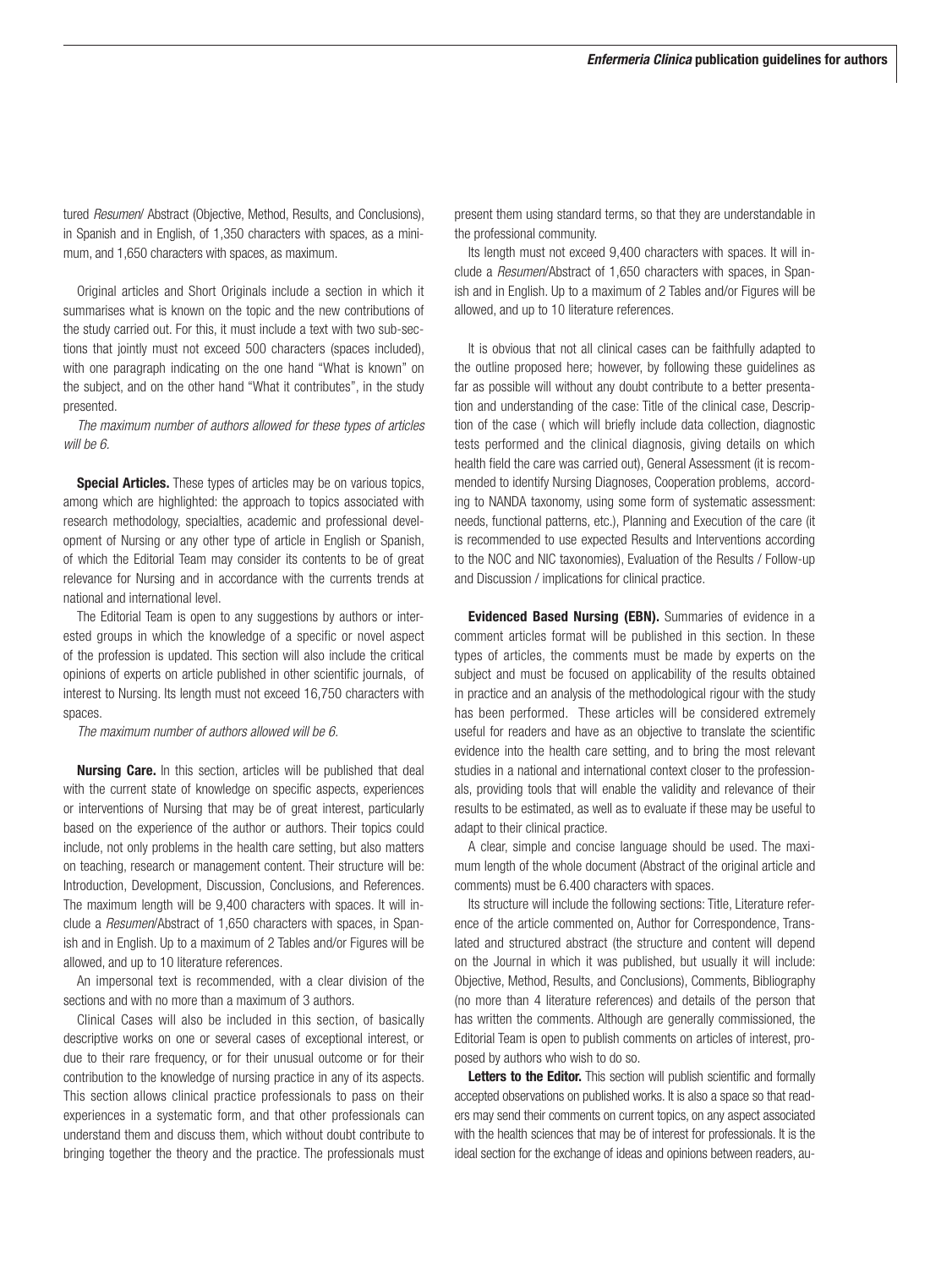tured *Resumen*/ Abstract (Objective, Method, Results, and Conclusions), in Spanish and in English, of 1,350 characters with spaces, as a minimum, and 1,650 characters with spaces, as maximum.

Original articles and Short Originals include a section in which it summarises what is known on the topic and the new contributions of the study carried out. For this, it must include a text with two sub-sections that jointly must not exceed 500 characters (spaces included), with one paragraph indicating on the one hand "What is known" on the subject, and on the other hand "What it contributes", in the study presented.

*The maximum number of authors allowed for these types of articles will be 6.*

**Special Articles.** These types of articles may be on various topics, among which are highlighted: the approach to topics associated with research methodology, specialties, academic and professional development of Nursing or any other type of article in English or Spanish, of which the Editorial Team may consider its contents to be of great relevance for Nursing and in accordance with the currents trends at national and international level.

The Editorial Team is open to any suggestions by authors or interested groups in which the knowledge of a specific or novel aspect of the profession is updated. This section will also include the critical opinions of experts on article published in other scientific journals, of interest to Nursing. Its length must not exceed 16,750 characters with spaces.

*The maximum number of authors allowed will be 6.*

**Nursing Care.** In this section, articles will be published that deal with the current state of knowledge on specific aspects, experiences or interventions of Nursing that may be of great interest, particularly based on the experience of the author or authors. Their topics could include, not only problems in the health care setting, but also matters on teaching, research or management content. Their structure will be: Introduction, Development, Discussion, Conclusions, and References. The maximum length will be 9,400 characters with spaces. It will include a *Resumen*/Abstract of 1,650 characters with spaces, in Spanish and in English. Up to a maximum of 2 Tables and/or Figures will be allowed, and up to 10 literature references.

An impersonal text is recommended, with a clear division of the sections and with no more than a maximum of 3 authors.

Clinical Cases will also be included in this section, of basically descriptive works on one or several cases of exceptional interest, or due to their rare frequency, or for their unusual outcome or for their contribution to the knowledge of nursing practice in any of its aspects. This section allows clinical practice professionals to pass on their experiences in a systematic form, and that other professionals can understand them and discuss them, which without doubt contribute to bringing together the theory and the practice. The professionals must present them using standard terms, so that they are understandable in the professional community.

Its length must not exceed 9,400 characters with spaces. It will include a *Resumen*/Abstract of 1,650 characters with spaces, in Spanish and in English. Up to a maximum of 2 Tables and/or Figures will be allowed, and up to 10 literature references.

It is obvious that not all clinical cases can be faithfully adapted to the outline proposed here; however, by following these guidelines as far as possible will without any doubt contribute to a better presentation and understanding of the case: Title of the clinical case, Description of the case ( which will briefly include data collection, diagnostic tests performed and the clinical diagnosis, giving details on which health field the care was carried out), General Assessment (it is recommended to identify Nursing Diagnoses, Cooperation problems, according to NANDA taxonomy, using some form of systematic assessment: needs, functional patterns, etc.), Planning and Execution of the care (it is recommended to use expected Results and Interventions according to the NOC and NIC taxonomies), Evaluation of the Results / Follow-up and Discussion / implications for clinical practice.

**Evidenced Based Nursing (EBN).** Summaries of evidence in a comment articles format will be published in this section. In these types of articles, the comments must be made by experts on the subject and must be focused on applicability of the results obtained in practice and an analysis of the methodological rigour with the study has been performed. These articles will be considered extremely useful for readers and have as an objective to translate the scientific evidence into the health care setting, and to bring the most relevant studies in a national and international context closer to the professionals, providing tools that will enable the validity and relevance of their results to be estimated, as well as to evaluate if these may be useful to adapt to their clinical practice.

A clear, simple and concise language should be used. The maximum length of the whole document (Abstract of the original article and comments) must be 6.400 characters with spaces.

Its structure will include the following sections: Title, Literature reference of the article commented on, Author for Correspondence, Translated and structured abstract (the structure and content will depend on the Journal in which it was published, but usually it will include: Objective, Method, Results, and Conclusions), Comments, Bibliography (no more than 4 literature references) and details of the person that has written the comments. Although are generally commissioned, the Editorial Team is open to publish comments on articles of interest, proposed by authors who wish to do so.

**Letters to the Editor.** This section will publish scientific and formally accepted observations on published works. It is also a space so that readers may send their comments on current topics, on any aspect associated with the health sciences that may be of interest for professionals. It is the ideal section for the exchange of ideas and opinions between readers, au-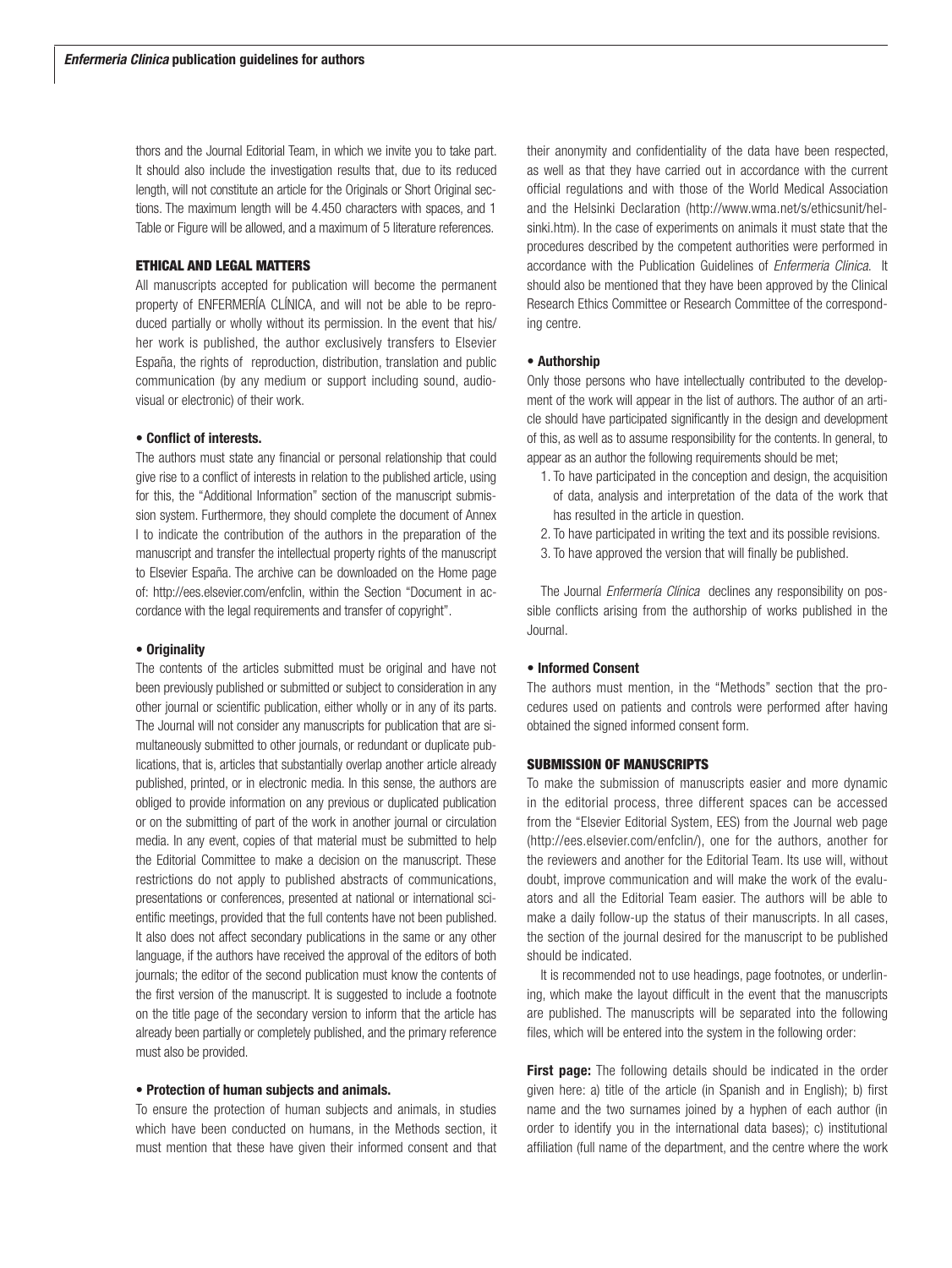thors and the Journal Editorial Team, in which we invite you to take part. It should also include the investigation results that, due to its reduced length, will not constitute an article for the Originals or Short Original sections. The maximum length will be 4.450 characters with spaces, and 1 Table or Figure will be allowed, and a maximum of 5 literature references.

## ETHICAL AND LEGAL MATTERS

All manuscripts accepted for publication will become the permanent property of ENFERMERÍA CLÍNICA, and will not be able to be reproduced partially or wholly without its permission. In the event that his/her work is published, the author exclusively transfers to Elsevier España, the rights of reproduction, distribution, translation and public communication (by any medium or support including sound, audiovisual or electronic) of their work.

### • Conflict of interests.

The authors must state any financial or personal relationship that could give rise to a conflict of interests in relation to the published article, using for this, the "Additional Information" section of the manuscript submission system. Furthermore, they should complete the document of Annex I to indicate the contribution of the authors in the preparation of the manuscript and transfer the intellectual property rights of the manuscript to Elsevier España. The archive can be downloaded on the Home page of: http://ees.elsevier.com/enfclin, within the Section "Document in accordance with the legal requirements and transfer of copyright".

### • Originality

The contents of the articles submitted must be original and have not been previously published or submitted or subject to consideration in any other journal or scientific publication, either wholly or in any of its parts. The Journal will not consider any manuscripts for publication that are simultaneously submitted to other journals, or redundant or duplicate publications, that is, articles that substantially overlap another article already published, printed, or in electronic media. In this sense, the authors are obliged to provide information on any previous or duplicated publication or on the submitting of part of the work in another journal or circulation media. In any event, copies of that material must be submitted to help the Editorial Committee to make a decision on the manuscript. These restrictions do not apply to published abstracts of communications, presentations or conferences, presented at national or international scientific meetings, provided that the full contents have not been published. It also does not affect secondary publications in the same or any other language, if the authors have received the approval of the editors of both journals; the editor of the second publication must know the contents of the first version of the manuscript. It is suggested to include a footnote on the title page of the secondary version to inform that the article has already been partially or completely published, and the primary reference must also be provided.

### • Protection of human subjects and animals.

To ensure the protection of human subjects and animals, in studies which have been conducted on humans, in the Methods section, it must mention that these have given their informed consent and that their anonymity and confidentiality of the data have been respected, as well as that they have carried out in accordance with the current official regulations and with those of the World Medical Association and the Helsinki Declaration (http://www.wma.net/s/ethicsunit/helsinki.htm). In the case of experiments on animals it must state that the procedures described by the competent authorities were performed in accordance with the Publication Guidelines of *Enfermeria Clinica.* It should also be mentioned that they have been approved by the Clinical Research Ethics Committee or Research Committee of the corresponding centre.

### • Authorship

Only those persons who have intellectually contributed to the development of the work will appear in the list of authors. The author of an article should have participated significantly in the design and development of this, as well as to assume responsibility for the contents. In general, to appear as an author the following requirements should be met;

1. To have participated in the conception and design, the acquisition of data, analysis and interpretation of the data of the work that has resulted in the article in question.
2. To have participated in writing the text and its possible revisions.
3. To have approved the version that will finally be published.

The Journal *Enfermería Clínica* declines any responsibility on possible conflicts arising from the authorship of works published in the Journal.

### • Informed Consent

The authors must mention, in the "Methods" section that the procedures used on patients and controls were performed after having obtained the signed informed consent form.

## SUBMISSION OF MANUSCRIPTS

To make the submission of manuscripts easier and more dynamic in the editorial process, three different spaces can be accessed from the "Elsevier Editorial System, EES) from the Journal web page (http://ees.elsevier.com/enfclin/), one for the authors, another for the reviewers and another for the Editorial Team. Its use will, without doubt, improve communication and will make the work of the evaluators and all the Editorial Team easier. The authors will be able to make a daily follow-up the status of their manuscripts. In all cases, the section of the journal desired for the manuscript to be published should be indicated.

It is recommended not to use headings, page footnotes, or underlining, which make the layout difficult in the event that the manuscripts are published. The manuscripts will be separated into the following files, which will be entered into the system in the following order:

**First page:** The following details should be indicated in the order given here: a) title of the article (in Spanish and in English); b) first name and the two surnames joined by a hyphen of each author (in order to identify you in the international data bases); c) institutional affiliation (full name of the department, and the centre where the work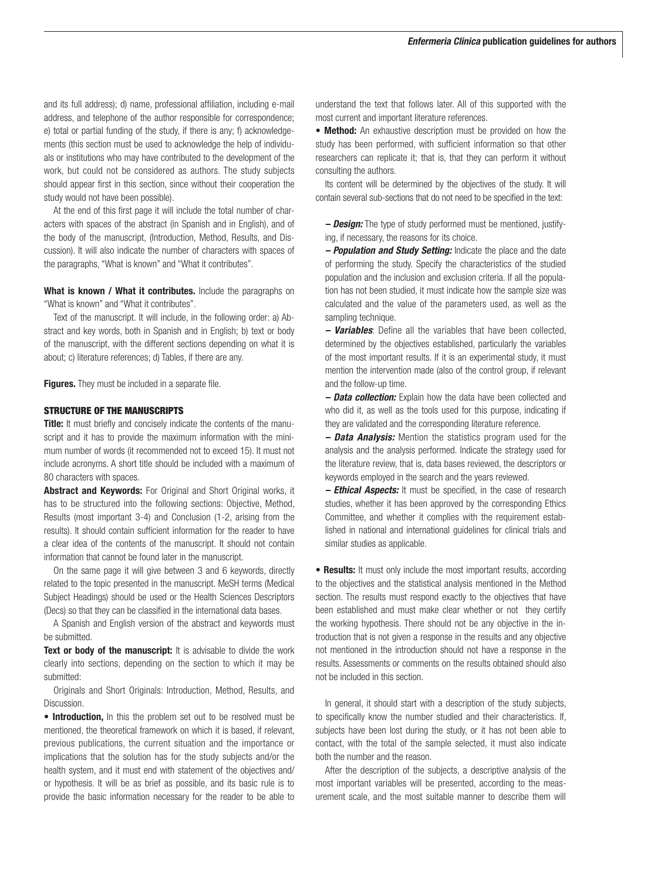and its full address); d) name, professional affiliation, including e-mail address, and telephone of the author responsible for correspondence; e) total or partial funding of the study, if there is any; f) acknowledgements (this section must be used to acknowledge the help of individuals or institutions who may have contributed to the development of the work, but could not be considered as authors. The study subjects should appear first in this section, since without their cooperation the study would not have been possible).

At the end of this first page it will include the total number of characters with spaces of the abstract (in Spanish and in English), and of the body of the manuscript, (Introduction, Method, Results, and Discussion). It will also indicate the number of characters with spaces of the paragraphs, "What is known" and "What it contributes".

**What is known / What it contributes.** Include the paragraphs on "What is known" and "What it contributes".

Text of the manuscript. It will include, in the following order: a) Abstract and key words, both in Spanish and in English; b) text or body of the manuscript, with the different sections depending on what it is about; c) literature references; d) Tables, if there are any.

**Figures.** They must be included in a separate file.

## STRUCTURE OF THE MANUSCRIPTS

**Title:** It must briefly and concisely indicate the contents of the manuscript and it has to provide the maximum information with the minimum number of words (it recommended not to exceed 15). It must not include acronyms. A short title should be included with a maximum of 80 characters with spaces.

**Abstract and Keywords:** For Original and Short Original works, it has to be structured into the following sections: Objective, Method, Results (most important 3-4) and Conclusion (1-2, arising from the results). It should contain sufficient information for the reader to have a clear idea of the contents of the manuscript. It should not contain information that cannot be found later in the manuscript.

On the same page it will give between 3 and 6 keywords, directly related to the topic presented in the manuscript. MeSH terms (Medical Subject Headings) should be used or the Health Sciences Descriptors (Decs) so that they can be classified in the international data bases.

A Spanish and English version of the abstract and keywords must be submitted.

**Text or body of the manuscript:** It is advisable to divide the work clearly into sections, depending on the section to which it may be submitted:

Originals and Short Originals: Introduction, Method, Results, and Discussion.

- **Introduction,** In this the problem set out to be resolved must be mentioned, the theoretical framework on which it is based, if relevant, previous publications, the current situation and the importance or implications that the solution has for the study subjects and/or the health system, and it must end with statement of the objectives and/or hypothesis. It will be as brief as possible, and its basic rule is to provide the basic information necessary for the reader to be able to understand the text that follows later. All of this supported with the most current and important literature references.

- **Method:** An exhaustive description must be provided on how the study has been performed, with sufficient information so that other researchers can replicate it; that is, that they can perform it without consulting the authors.

Its content will be determined by the objectives of the study. It will contain several sub-sections that do not need to be specified in the text:

– ***Design:*** The type of study performed must be mentioned, justifying, if necessary, the reasons for its choice.

– ***Population and Study Setting:*** Indicate the place and the date of performing the study. Specify the characteristics of the studied population and the inclusion and exclusion criteria. If all the population has not been studied, it must indicate how the sample size was calculated and the value of the parameters used, as well as the sampling technique.

– ***Variables***: Define all the variables that have been collected, determined by the objectives established, particularly the variables of the most important results. If it is an experimental study, it must mention the intervention made (also of the control group, if relevant and the follow-up time.

– ***Data collection:*** Explain how the data have been collected and who did it, as well as the tools used for this purpose, indicating if they are validated and the corresponding literature reference.

– ***Data Analysis:*** Mention the statistics program used for the analysis and the analysis performed. Indicate the strategy used for the literature review, that is, data bases reviewed, the descriptors or keywords employed in the search and the years reviewed.

– ***Ethical Aspects:*** It must be specified, in the case of research studies, whether it has been approved by the corresponding Ethics Committee, and whether it complies with the requirement established in national and international guidelines for clinical trials and similar studies as applicable.

- **Results:** It must only include the most important results, according to the objectives and the statistical analysis mentioned in the Method section. The results must respond exactly to the objectives that have been established and must make clear whether or not they certify the working hypothesis. There should not be any objective in the introduction that is not given a response in the results and any objective not mentioned in the introduction should not have a response in the results. Assessments or comments on the results obtained should also not be included in this section.

In general, it should start with a description of the study subjects, to specifically know the number studied and their characteristics. If, subjects have been lost during the study, or it has not been able to contact, with the total of the sample selected, it must also indicate both the number and the reason.

After the description of the subjects, a descriptive analysis of the most important variables will be presented, according to the measurement scale, and the most suitable manner to describe them will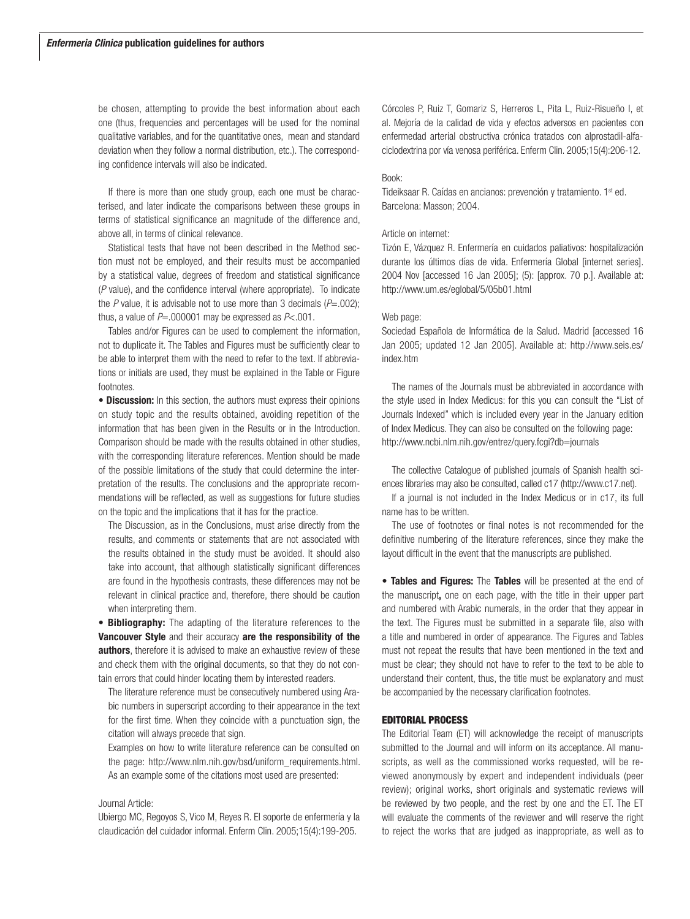be chosen, attempting to provide the best information about each one (thus, frequencies and percentages will be used for the nominal qualitative variables, and for the quantitative ones, mean and standard deviation when they follow a normal distribution, etc.). The corresponding confidence intervals will also be indicated.

If there is more than one study group, each one must be characterised, and later indicate the comparisons between these groups in terms of statistical significance an magnitude of the difference and, above all, in terms of clinical relevance.

Statistical tests that have not been described in the Method section must not be employed, and their results must be accompanied by a statistical value, degrees of freedom and statistical significance (*P* value), and the confidence interval (where appropriate). To indicate the *P* value, it is advisable not to use more than 3 decimals ($P$=.002); thus, a value of $P$=.000001 may be expressed as $P$<.001.

Tables and/or Figures can be used to complement the information, not to duplicate it. The Tables and Figures must be sufficiently clear to be able to interpret them with the need to refer to the text. If abbreviations or initials are used, they must be explained in the Table or Figure footnotes.

• **Discussion:** In this section, the authors must express their opinions on study topic and the results obtained, avoiding repetition of the information that has been given in the Results or in the Introduction. Comparison should be made with the results obtained in other studies, with the corresponding literature references. Mention should be made of the possible limitations of the study that could determine the interpretation of the results. The conclusions and the appropriate recommendations will be reflected, as well as suggestions for future studies on the topic and the implications that it has for the practice.

The Discussion, as in the Conclusions, must arise directly from the results, and comments or statements that are not associated with the results obtained in the study must be avoided. It should also take into account, that although statistically significant differences are found in the hypothesis contrasts, these differences may not be relevant in clinical practice and, therefore, there should be caution when interpreting them.

• **Bibliography:** The adapting of the literature references to the **Vancouver Style** and their accuracy **are the responsibility of the authors**, therefore it is advised to make an exhaustive review of these and check them with the original documents, so that they do not contain errors that could hinder locating them by interested readers.

The literature reference must be consecutively numbered using Arabic numbers in superscript according to their appearance in the text for the first time. When they coincide with a punctuation sign, the citation will always precede that sign.

Examples on how to write literature reference can be consulted on the page: http://www.nlm.nih.gov/bsd/uniform_requirements.html. As an example some of the citations most used are presented:

Journal Article:

Ubiergo MC, Regoyos S, Vico M, Reyes R. El soporte de enfermería y la claudicación del cuidador informal. Enferm Clin. 2005;15(4):199-205.

Córcoles P, Ruiz T, Gomariz S, Herreros L, Pita L, Ruiz-Risueño I, et al. Mejoría de la calidad de vida y efectos adversos en pacientes con enfermedad arterial obstructiva crónica tratados con alprostadil-alfaciclodextrina por vía venosa periférica. Enferm Clin. 2005;15(4):206-12.

Book:

Tideiksaar R. Caídas en ancianos: prevención y tratamiento. 1st ed. Barcelona: Masson; 2004.

Article on internet:

Tizón E, Vázquez R. Enfermería en cuidados paliativos: hospitalización durante los últimos días de vida. Enfermería Global [internet series]. 2004 Nov [accessed 16 Jan 2005]; (5): [approx. 70 p.]. Available at: http://www.um.es/eglobal/5/05b01.html

Web page:

Sociedad Española de Informática de la Salud. Madrid [accessed 16 Jan 2005; updated 12 Jan 2005]. Available at: http://www.seis.es/index.htm

The names of the Journals must be abbreviated in accordance with the style used in Index Medicus: for this you can consult the "List of Journals Indexed" which is included every year in the January edition of Index Medicus. They can also be consulted on the following page: http://www.ncbi.nlm.nih.gov/entrez/query.fcgi?db=journals

The collective Catalogue of published journals of Spanish health sciences libraries may also be consulted, called c17 (http://www.c17.net).

If a journal is not included in the Index Medicus or in c17, its full name has to be written.

The use of footnotes or final notes is not recommended for the definitive numbering of the literature references, since they make the layout difficult in the event that the manuscripts are published.

• **Tables and Figures:** The **Tables** will be presented at the end of the manuscript**,** one on each page, with the title in their upper part and numbered with Arabic numerals, in the order that they appear in the text. The Figures must be submitted in a separate file, also with a title and numbered in order of appearance. The Figures and Tables must not repeat the results that have been mentioned in the text and must be clear; they should not have to refer to the text to be able to understand their content, thus, the title must be explanatory and must be accompanied by the necessary clarification footnotes.

## EDITORIAL PROCESS

The Editorial Team (ET) will acknowledge the receipt of manuscripts submitted to the Journal and will inform on its acceptance. All manuscripts, as well as the commissioned works requested, will be reviewed anonymously by expert and independent individuals (peer review); original works, short originals and systematic reviews will be reviewed by two people, and the rest by one and the ET. The ET will evaluate the comments of the reviewer and will reserve the right to reject the works that are judged as inappropriate, as well as to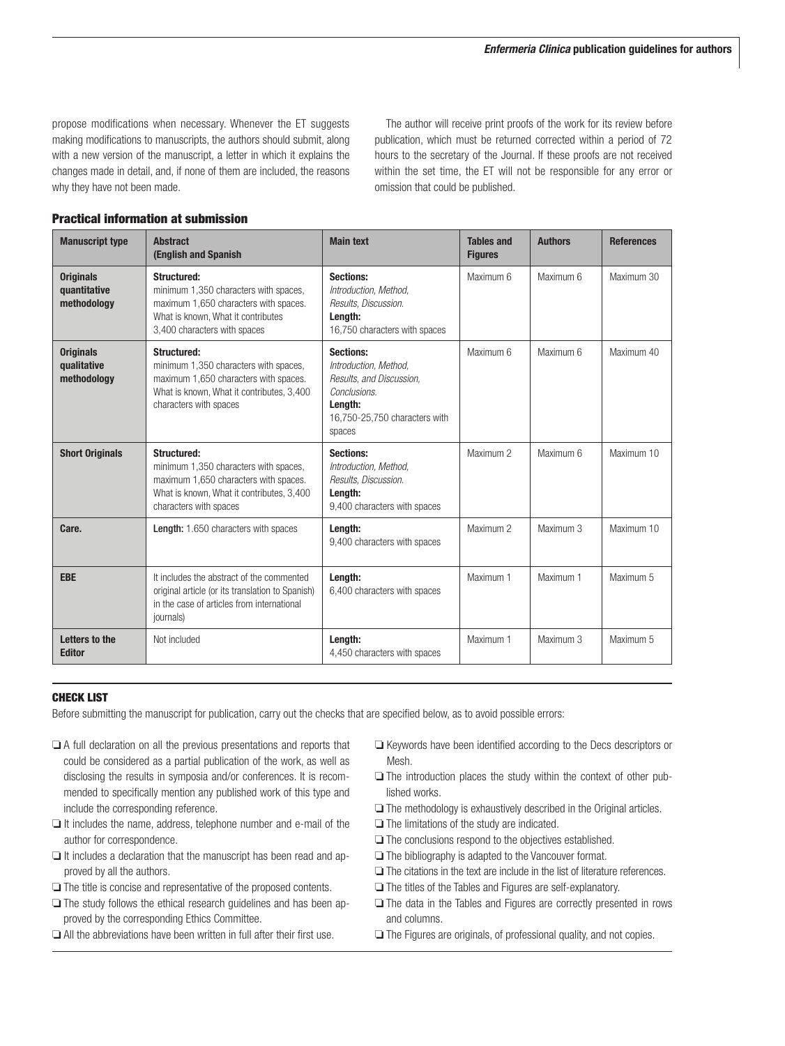propose modifications when necessary. Whenever the ET suggests making modifications to manuscripts, the authors should submit, along with a new version of the manuscript, a letter in which it explains the changes made in detail, and, if none of them are included, the reasons why they have not been made.

The author will receive print proofs of the work for its review before publication, which must be returned corrected within a period of 72 hours to the secretary of the Journal. If these proofs are not received within the set time, the ET will not be responsible for any error or omission that could be published.

## Practical information at submission

| Manuscript type | Abstract (English and Spanish | Main text | Tables and Figures | Authors | References |
|---|---|---|---|---|---|
| **Originals quantitative methodology** | **Structured:** minimum 1,350 characters with spaces, maximum 1,650 characters with spaces. What is known, What it contributes 3,400 characters with spaces | **Sections:** *Introduction, Method, Results, Discussion.* **Length:** 16,750 characters with spaces | Maximum 6 | Maximum 6 | Maximum 30 |
| **Originals qualitative methodology** | **Structured:** minimum 1,350 characters with spaces, maximum 1,650 characters with spaces. What is known, What it contributes, 3,400 characters with spaces | **Sections:** *Introduction, Method, Results, and Discussion. Conclusions.* **Length:** 16,750-25,750 characters with spaces | Maximum 6 | Maximum 6 | Maximum 40 |
| **Short Originals** | **Structured:** minimum 1,350 characters with spaces, maximum 1,650 characters with spaces. What is known, What it contributes, 3,400 characters with spaces | **Sections:** *Introduction, Method, Results, Discussion.* **Length:** 9,400 characters with spaces | Maximum 2 | Maximum 6 | Maximum 10 |
| **Care.** | **Length:** 1.650 characters with spaces | **Length:** 9,400 characters with spaces | Maximum 2 | Maximum 3 | Maximum 10 |
| **EBE** | It includes the abstract of the commented original article (or its translation to Spanish) in the case of articles from international journals) | **Length:** 6,400 characters with spaces | Maximum 1 | Maximum 1 | Maximum 5 |
| **Letters to the Editor** | Not included | **Length:** 4,450 characters with spaces | Maximum 1 | Maximum 3 | Maximum 5 |

## CHECK LIST

Before submitting the manuscript for publication, carry out the checks that are specified below, as to avoid possible errors:

- ❏ A full declaration on all the previous presentations and reports that could be considered as a partial publication of the work, as well as disclosing the results in symposia and/or conferences. It is recommended to specifically mention any published work of this type and include the corresponding reference.
- ❏ It includes the name, address, telephone number and e-mail of the author for correspondence.
- ❏ It includes a declaration that the manuscript has been read and approved by all the authors.
- ❏ The title is concise and representative of the proposed contents.
- ❏ The study follows the ethical research guidelines and has been approved by the corresponding Ethics Committee.
- ❏ All the abbreviations have been written in full after their first use.
- ❏ Keywords have been identified according to the Decs descriptors or Mesh.
- ❏ The introduction places the study within the context of other published works.
- ❏ The methodology is exhaustively described in the Original articles.
- ❏ The limitations of the study are indicated.
- ❏ The conclusions respond to the objectives established.
- ❏ The bibliography is adapted to the Vancouver format.
- ❏ The citations in the text are include in the list of literature references.
- ❏ The titles of the Tables and Figures are self-explanatory.
- ❏ The data in the Tables and Figures are correctly presented in rows and columns.
- ❏ The Figures are originals, of professional quality, and not copies.